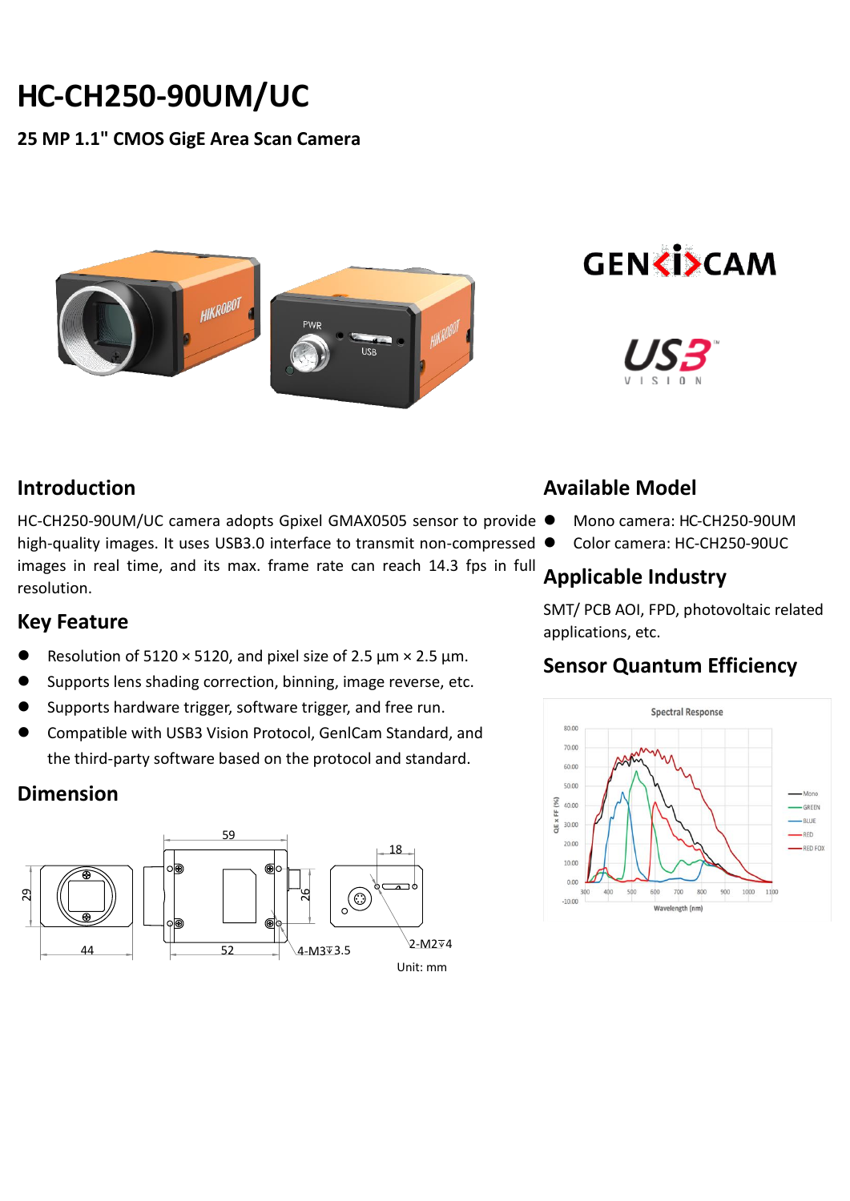# HC-CH250-90UM/UC

**25 MP 1.1" CMOS GigE Area Scan Camera**

## Introduction

HC-CH250-90UM/UC camera adopts Gpixel GMAX0505 sensor to provide high-quality images. It uses USB3.0 interface to transmit non-compressed images in real time, and its max. frame rate can reach 14.3 fps in full resolution.

## Key Feature

- Resolution of 5120 × 5120, and pixel size of 2.5 μm × 2.5 μm.
- Supports lens shading correction, binning, image reverse, etc.
- Supports hardware trigger, software trigger, and free run.
- Compatible with USB3 Vision Protocol, GenlCam Standard, and the third-party software based on the protocol and standard.

## Dimension

Unit: mm

## Available Model

- Mono camera: HC-CH250-90UM
- Color camera: HC-CH250-90UC

## Applicable Industry

SMT/ PCB AOI, FPD, photovoltaic related applications, etc.

## Sensor Quantum Efficiency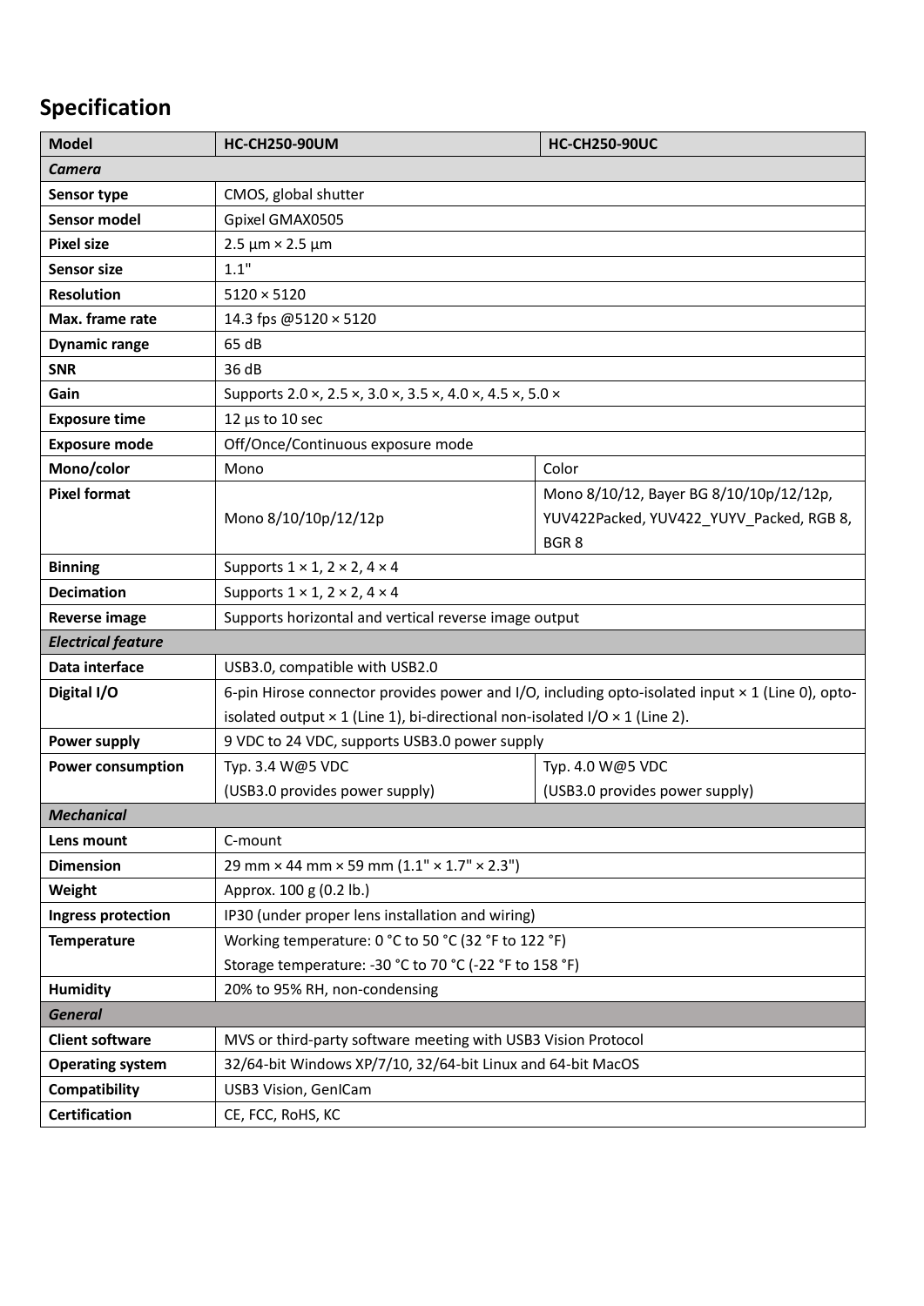## Specification

| Model | HC-CH250-90UM | HC-CH250-90UC |
|---|---|---|
| *Camera* | | |
| **Sensor type** | CMOS, global shutter | |
| **Sensor model** | Gpixel GMAX0505 | |
| **Pixel size** | 2.5 µm × 2.5 µm | |
| **Sensor size** | 1.1" | |
| **Resolution** | 5120 × 5120 | |
| **Max. frame rate** | 14.3 fps @5120 × 5120 | |
| **Dynamic range** | 65 dB | |
| **SNR** | 36 dB | |
| **Gain** | Supports 2.0 ×, 2.5 ×, 3.0 ×, 3.5 ×, 4.0 ×, 4.5 ×, 5.0 × | |
| **Exposure time** | 12 µs to 10 sec | |
| **Exposure mode** | Off/Once/Continuous exposure mode | |
| **Mono/color** | Mono | Color |
| **Pixel format** | Mono 8/10/10p/12/12p | Mono 8/10/12, Bayer BG 8/10/10p/12/12p, YUV422Packed, YUV422_YUYV_Packed, RGB 8, BGR 8 |
| **Binning** | Supports 1 × 1, 2 × 2, 4 × 4 | |
| **Decimation** | Supports 1 × 1, 2 × 2, 4 × 4 | |
| **Reverse image** | Supports horizontal and vertical reverse image output | |
| ***Electrical feature*** | | |
| **Data interface** | USB3.0, compatible with USB2.0 | |
| **Digital I/O** | 6-pin Hirose connector provides power and I/O, including opto-isolated input × 1 (Line 0), opto-isolated output × 1 (Line 1), bi-directional non-isolated I/O × 1 (Line 2). | |
| **Power supply** | 9 VDC to 24 VDC, supports USB3.0 power supply | |
| **Power consumption** | Typ. 3.4 W@5 VDC (USB3.0 provides power supply) | Typ. 4.0 W@5 VDC (USB3.0 provides power supply) |
| ***Mechanical*** | | |
| **Lens mount** | C-mount | |
| **Dimension** | 29 mm × 44 mm × 59 mm (1.1" × 1.7" × 2.3") | |
| **Weight** | Approx. 100 g (0.2 lb.) | |
| **Ingress protection** | IP30 (under proper lens installation and wiring) | |
| **Temperature** | Working temperature: 0 °C to 50 °C (32 °F to 122 °F) Storage temperature: -30 °C to 70 °C (-22 °F to 158 °F) | |
| **Humidity** | 20% to 95% RH, non-condensing | |
| ***General*** | | |
| **Client software** | MVS or third-party software meeting with USB3 Vision Protocol | |
| **Operating system** | 32/64-bit Windows XP/7/10, 32/64-bit Linux and 64-bit MacOS | |
| **Compatibility** | USB3 Vision, GenICam | |
| **Certification** | CE, FCC, RoHS, KC | |